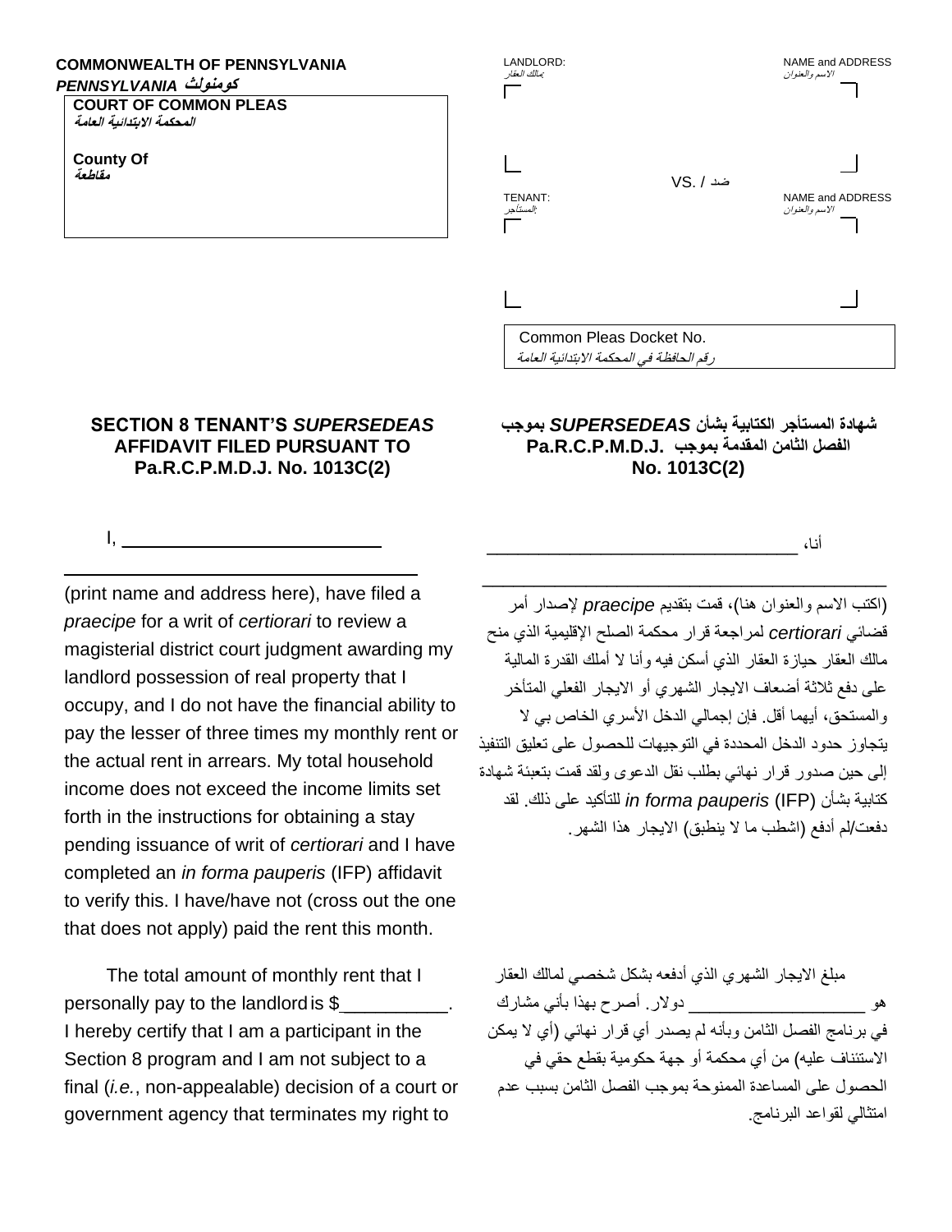**COMMONWEALTH OF PENNSYLVANIA**
***PENNSYLVANIA كومنولث***

**COURT OF COMMON PLEAS**
***المحكمة الابتدائية العامة***

**County Of**
***مقاطعة***

LANDLORD: *مالك العقار:* NAME and ADDRESS *الاسم والعنوان*

VS. / ضد

TENANT: *المستأجر:* NAME and ADDRESS *الاسم والعنوان*

Common Pleas Docket No.
*رقم الحافظة في المحكمة الابتدائية العامة*

## SECTION 8 TENANT'S *SUPERSEDEAS* AFFIDAVIT FILED PURSUANT TO Pa.R.C.P.M.D.J. No. 1013C(2)

I, ______________________________

______________________________________ (print name and address here), have filed a *praecipe* for a writ of *certiorari* to review a magisterial district court judgment awarding my landlord possession of real property that I occupy, and I do not have the financial ability to pay the lesser of three times my monthly rent or the actual rent in arrears. My total household income does not exceed the income limits set forth in the instructions for obtaining a stay pending issuance of writ of *certiorari* and I have completed an *in forma pauperis* (IFP) affidavit to verify this. I have/have not (cross out the one that does not apply) paid the rent this month.

The total amount of monthly rent that I personally pay to the landlord is $__________. I hereby certify that I am a participant in the Section 8 program and I am not subject to a final (*i.e.*, non-appealable) decision of a court or government agency that terminates my right to

## شهادة المستأجر الكتابية بشأن *SUPERSEDEAS* بموجب الفصل الثامن المقدمة بموجب Pa.R.C.P.M.D.J. No. 1013C(2)

أنا، ______________________________

______________________________________ (اكتب الاسم والعنوان هنا)، قمت بتقديم *praecipe* لإصدار أمر قضائي *certiorari* لمراجعة قرار محكمة الصلح الإقليمية الذي منح مالك العقار حيازة العقار الذي أسكن فيه وأنا لا أملك القدرة المالية على دفع ثلاثة أضعاف الايجار الشهري أو الايجار الفعلي المتأخر والمستحق، أيهما أقل. فإن إجمالي الدخل الأسري الخاص بي لا يتجاوز حدود الدخل المحددة في التوجيهات للحصول على تعليق التنفيذ إلى حين صدور قرار نهائي بطلب نقل الدعوى ولقد قمت بتعبئة شهادة كتابية بشأن *in forma pauperis* (IFP) للتأكيد على ذلك. لقد دفعت/لم أدفع (اشطب ما لا ينطبق) الايجار هذا الشهر.

مبلغ الايجار الشهري الذي أدفعه بشكل شخصي لمالك العقار هو __________________ دولار. أصرح بهذا بأني مشارك في برنامج الفصل الثامن وبأنه لم يصدر أي قرار نهائي (أي لا يمكن الاستئناف عليه) من أي محكمة أو جهة حكومية بقطع حقي في الحصول على المساعدة الممنوحة بموجب الفصل الثامن بسبب عدم امتثالي لقواعد البرنامج.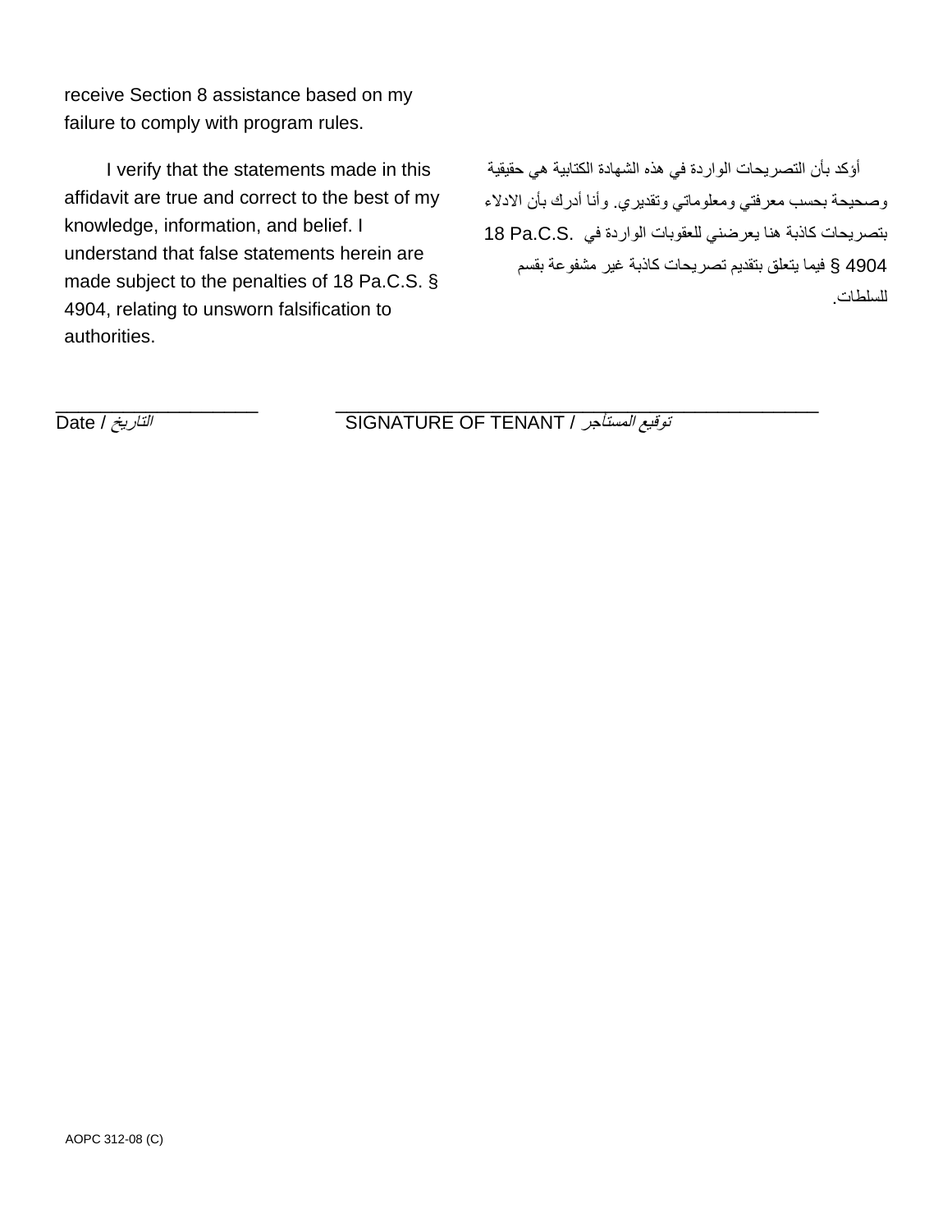receive Section 8 assistance based on my failure to comply with program rules.

I verify that the statements made in this affidavit are true and correct to the best of my knowledge, information, and belief. I understand that false statements herein are made subject to the penalties of 18 Pa.C.S. § 4904, relating to unsworn falsification to authorities.

أؤكد بأن التصريحات الواردة في هذه الشهادة الكتابية هي حقيقية وصحيحة بحسب معرفتي ومعلوماتي وتقديري. وأنا أدرك بأن الادلاء بتصريحات كاذبة هنا يعرضني للعقوبات الواردة في 18 Pa.C.S. § 4904 فيما يتعلق بتقديم تصريحات كاذبة غير مشفوعة بقسم للسلطات.

\_\_\_\_\_\_\_\_\_\_\_\_\_\_\_\_\_\_\_\_
Date / *التاريخ*

\_\_\_\_\_\_\_\_\_\_\_\_\_\_\_\_\_\_\_\_\_\_\_\_\_\_\_\_\_\_\_\_\_\_\_\_\_\_\_\_
SIGNATURE OF TENANT / *توقيع المستأجر*

AOPC 312-08 (C)